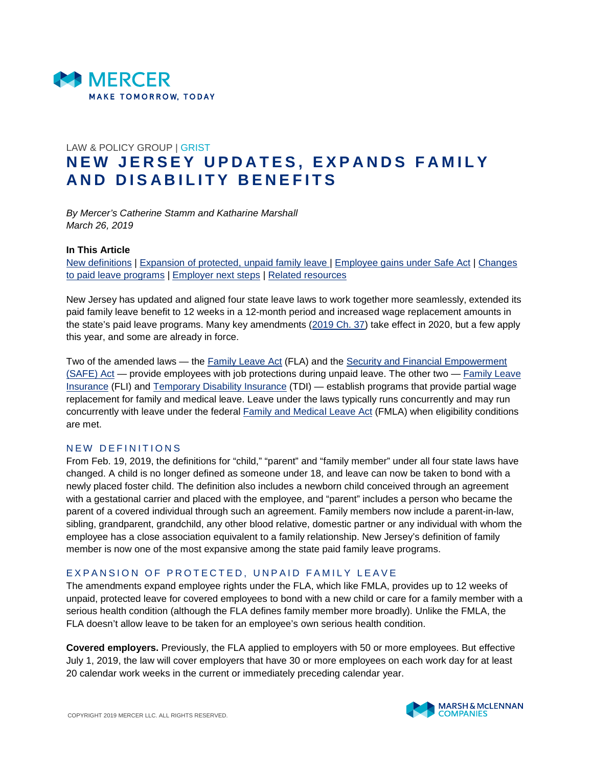LAW & POLICY GROUP | GRIST

# NEW JERSEY UPDATES, EXPANDS FAMILY AND DISABILITY BENEFITS

*By Mercer's Catherine Stamm and Katharine Marshall*
*March 26, 2019*

**In This Article**

New definitions | Expansion of protected, unpaid family leave | Employee gains under Safe Act | Changes to paid leave programs | Employer next steps | Related resources

New Jersey has updated and aligned four state leave laws to work together more seamlessly, extended its paid family leave benefit to 12 weeks in a 12-month period and increased wage replacement amounts in the state's paid leave programs. Many key amendments (2019 Ch. 37) take effect in 2020, but a few apply this year, and some are already in force.

Two of the amended laws — the Family Leave Act (FLA) and the Security and Financial Empowerment (SAFE) Act — provide employees with job protections during unpaid leave. The other two — Family Leave Insurance (FLI) and Temporary Disability Insurance (TDI) — establish programs that provide partial wage replacement for family and medical leave. Leave under the laws typically runs concurrently and may run concurrently with leave under the federal Family and Medical Leave Act (FMLA) when eligibility conditions are met.

## NEW DEFINITIONS

From Feb. 19, 2019, the definitions for "child," "parent" and "family member" under all four state laws have changed. A child is no longer defined as someone under 18, and leave can now be taken to bond with a newly placed foster child. The definition also includes a newborn child conceived through an agreement with a gestational carrier and placed with the employee, and "parent" includes a person who became the parent of a covered individual through such an agreement. Family members now include a parent-in-law, sibling, grandparent, grandchild, any other blood relative, domestic partner or any individual with whom the employee has a close association equivalent to a family relationship. New Jersey's definition of family member is now one of the most expansive among the state paid family leave programs.

## EXPANSION OF PROTECTED, UNPAID FAMILY LEAVE

The amendments expand employee rights under the FLA, which like FMLA, provides up to 12 weeks of unpaid, protected leave for covered employees to bond with a new child or care for a family member with a serious health condition (although the FLA defines family member more broadly). Unlike the FMLA, the FLA doesn't allow leave to be taken for an employee's own serious health condition.

**Covered employers.** Previously, the FLA applied to employers with 50 or more employees. But effective July 1, 2019, the law will cover employers that have 30 or more employees on each work day for at least 20 calendar work weeks in the current or immediately preceding calendar year.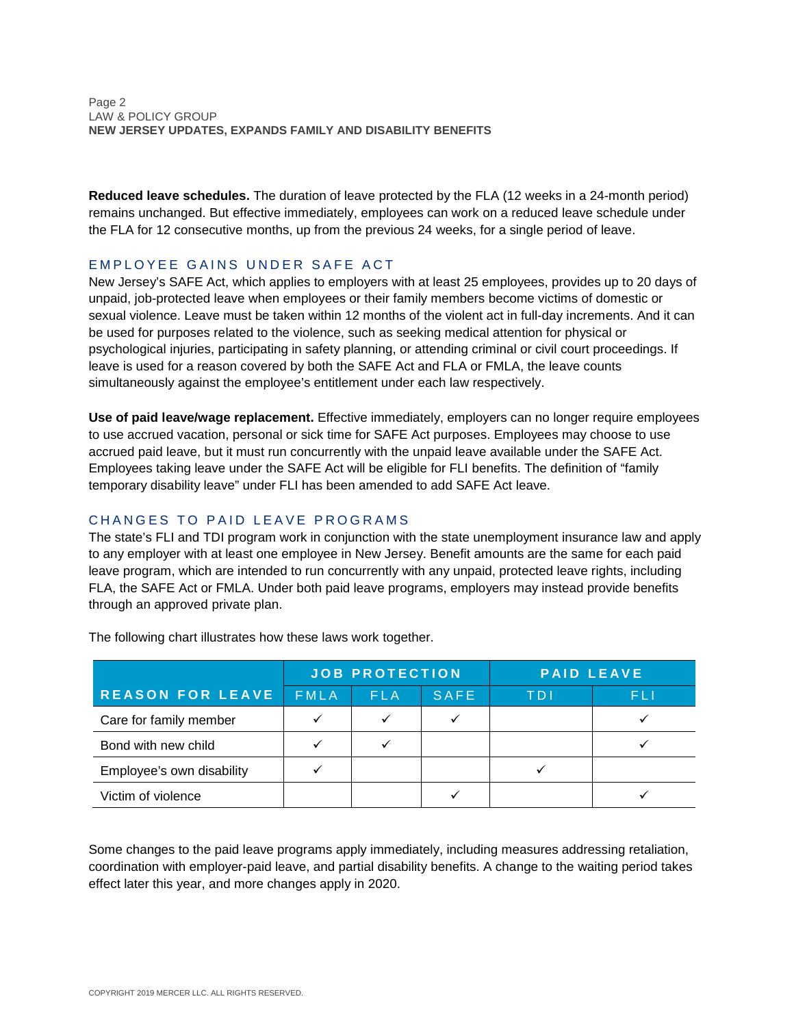**Reduced leave schedules.** The duration of leave protected by the FLA (12 weeks in a 24-month period) remains unchanged. But effective immediately, employees can work on a reduced leave schedule under the FLA for 12 consecutive months, up from the previous 24 weeks, for a single period of leave.

## EMPLOYEE GAINS UNDER SAFE ACT

New Jersey's SAFE Act, which applies to employers with at least 25 employees, provides up to 20 days of unpaid, job-protected leave when employees or their family members become victims of domestic or sexual violence. Leave must be taken within 12 months of the violent act in full-day increments. And it can be used for purposes related to the violence, such as seeking medical attention for physical or psychological injuries, participating in safety planning, or attending criminal or civil court proceedings. If leave is used for a reason covered by both the SAFE Act and FLA or FMLA, the leave counts simultaneously against the employee's entitlement under each law respectively.

**Use of paid leave/wage replacement.** Effective immediately, employers can no longer require employees to use accrued vacation, personal or sick time for SAFE Act purposes. Employees may choose to use accrued paid leave, but it must run concurrently with the unpaid leave available under the SAFE Act. Employees taking leave under the SAFE Act will be eligible for FLI benefits. The definition of "family temporary disability leave" under FLI has been amended to add SAFE Act leave.

## CHANGES TO PAID LEAVE PROGRAMS

The state's FLI and TDI program work in conjunction with the state unemployment insurance law and apply to any employer with at least one employee in New Jersey. Benefit amounts are the same for each paid leave program, which are intended to run concurrently with any unpaid, protected leave rights, including FLA, the SAFE Act or FMLA. Under both paid leave programs, employers may instead provide benefits through an approved private plan.

The following chart illustrates how these laws work together.

| REASON FOR LEAVE | JOB PROTECTION | | | PAID LEAVE | |
|---|---|---|---|---|---|
| | FMLA | FLA | SAFE | TDI | FLI |
| Care for family member | ✓ | ✓ | ✓ | | ✓ |
| Bond with new child | ✓ | ✓ | | | ✓ |
| Employee's own disability | ✓ | | | ✓ | |
| Victim of violence | | | ✓ | | ✓ |

Some changes to the paid leave programs apply immediately, including measures addressing retaliation, coordination with employer-paid leave, and partial disability benefits. A change to the waiting period takes effect later this year, and more changes apply in 2020.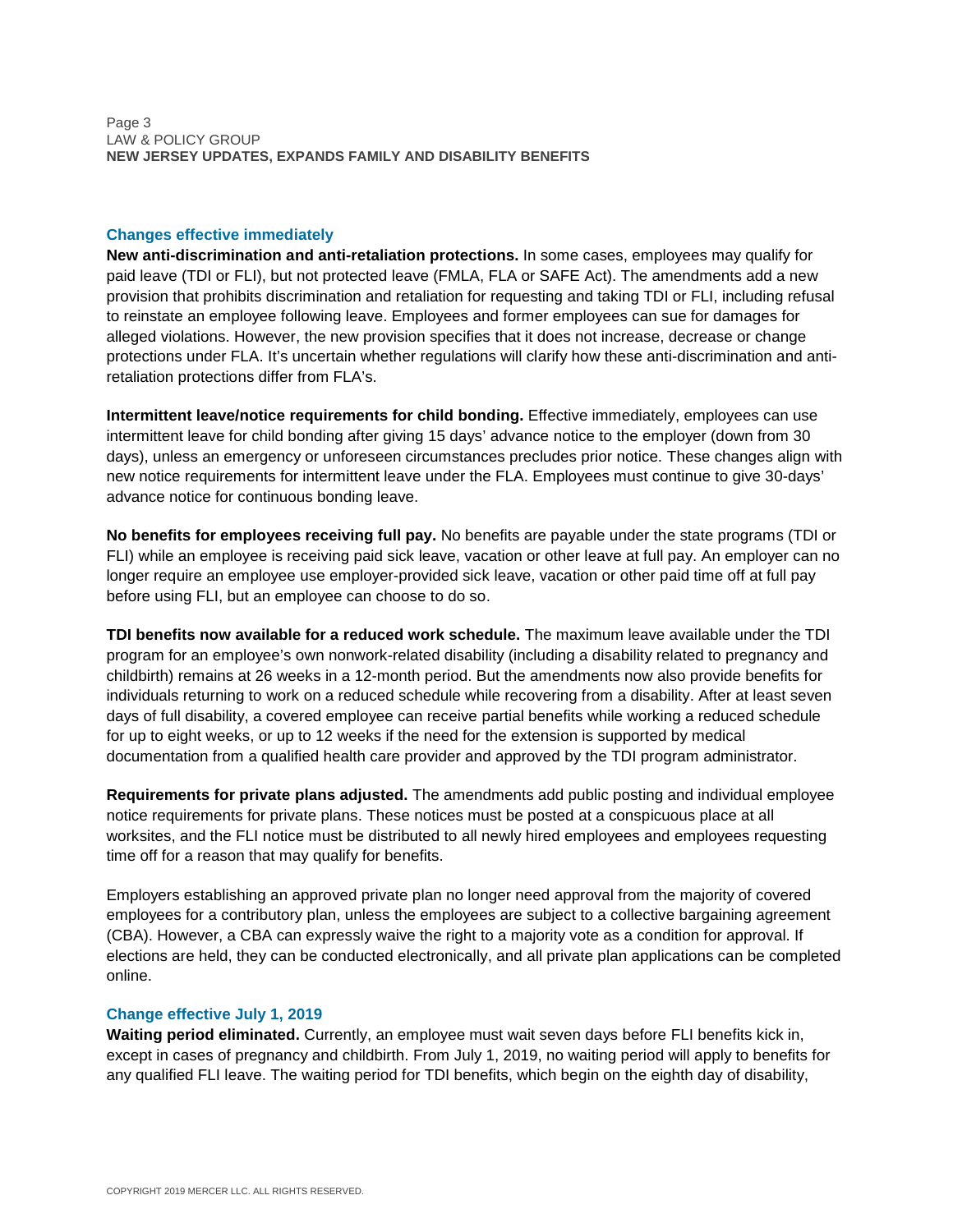### Changes effective immediately

**New anti-discrimination and anti-retaliation protections.** In some cases, employees may qualify for paid leave (TDI or FLI), but not protected leave (FMLA, FLA or SAFE Act). The amendments add a new provision that prohibits discrimination and retaliation for requesting and taking TDI or FLI, including refusal to reinstate an employee following leave. Employees and former employees can sue for damages for alleged violations. However, the new provision specifies that it does not increase, decrease or change protections under FLA. It's uncertain whether regulations will clarify how these anti-discrimination and anti-retaliation protections differ from FLA's.

**Intermittent leave/notice requirements for child bonding.** Effective immediately, employees can use intermittent leave for child bonding after giving 15 days' advance notice to the employer (down from 30 days), unless an emergency or unforeseen circumstances precludes prior notice. These changes align with new notice requirements for intermittent leave under the FLA. Employees must continue to give 30-days' advance notice for continuous bonding leave.

**No benefits for employees receiving full pay.** No benefits are payable under the state programs (TDI or FLI) while an employee is receiving paid sick leave, vacation or other leave at full pay. An employer can no longer require an employee use employer-provided sick leave, vacation or other paid time off at full pay before using FLI, but an employee can choose to do so.

**TDI benefits now available for a reduced work schedule.** The maximum leave available under the TDI program for an employee's own nonwork-related disability (including a disability related to pregnancy and childbirth) remains at 26 weeks in a 12-month period. But the amendments now also provide benefits for individuals returning to work on a reduced schedule while recovering from a disability. After at least seven days of full disability, a covered employee can receive partial benefits while working a reduced schedule for up to eight weeks, or up to 12 weeks if the need for the extension is supported by medical documentation from a qualified health care provider and approved by the TDI program administrator.

**Requirements for private plans adjusted.** The amendments add public posting and individual employee notice requirements for private plans. These notices must be posted at a conspicuous place at all worksites, and the FLI notice must be distributed to all newly hired employees and employees requesting time off for a reason that may qualify for benefits.

Employers establishing an approved private plan no longer need approval from the majority of covered employees for a contributory plan, unless the employees are subject to a collective bargaining agreement (CBA). However, a CBA can expressly waive the right to a majority vote as a condition for approval. If elections are held, they can be conducted electronically, and all private plan applications can be completed online.

### Change effective July 1, 2019

**Waiting period eliminated.** Currently, an employee must wait seven days before FLI benefits kick in, except in cases of pregnancy and childbirth. From July 1, 2019, no waiting period will apply to benefits for any qualified FLI leave. The waiting period for TDI benefits, which begin on the eighth day of disability,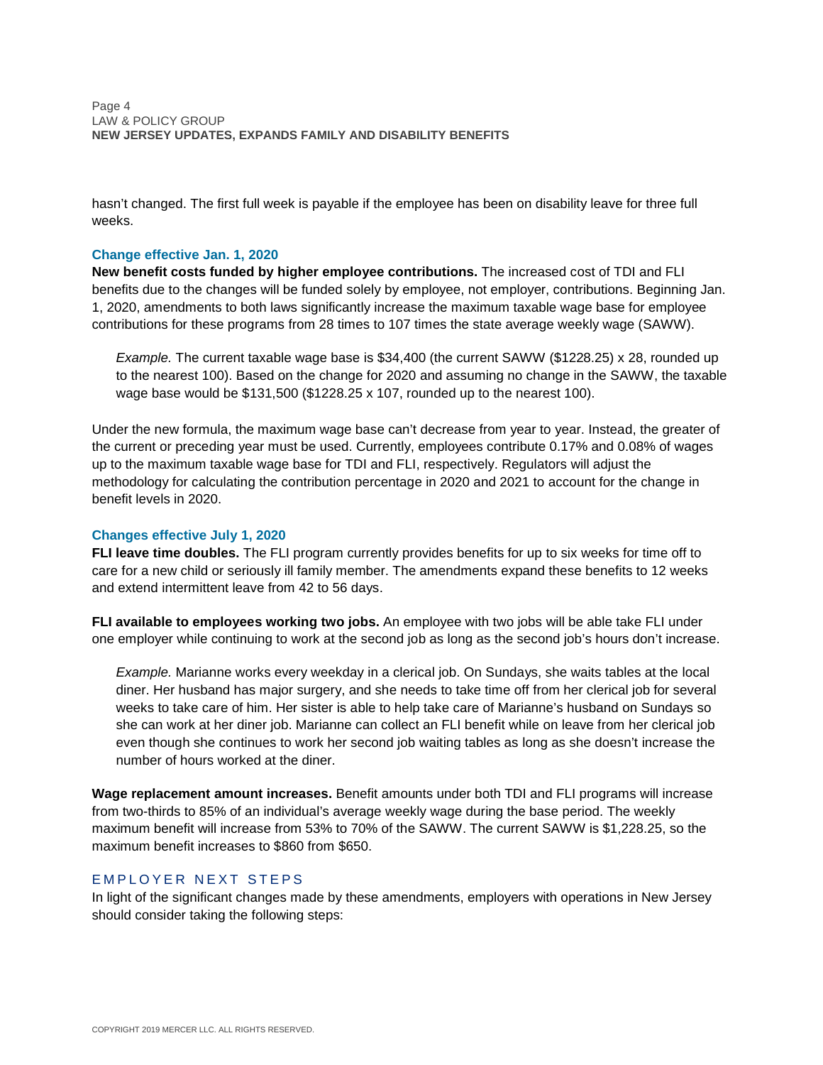hasn't changed. The first full week is payable if the employee has been on disability leave for three full weeks.

### Change effective Jan. 1, 2020

**New benefit costs funded by higher employee contributions.** The increased cost of TDI and FLI benefits due to the changes will be funded solely by employee, not employer, contributions. Beginning Jan. 1, 2020, amendments to both laws significantly increase the maximum taxable wage base for employee contributions for these programs from 28 times to 107 times the state average weekly wage (SAWW).

> *Example.* The current taxable wage base is $34,400 (the current SAWW ($1228.25) x 28, rounded up to the nearest 100). Based on the change for 2020 and assuming no change in the SAWW, the taxable wage base would be $131,500 ($1228.25 x 107, rounded up to the nearest 100).

Under the new formula, the maximum wage base can't decrease from year to year. Instead, the greater of the current or preceding year must be used. Currently, employees contribute 0.17% and 0.08% of wages up to the maximum taxable wage base for TDI and FLI, respectively. Regulators will adjust the methodology for calculating the contribution percentage in 2020 and 2021 to account for the change in benefit levels in 2020.

### Changes effective July 1, 2020

**FLI leave time doubles.** The FLI program currently provides benefits for up to six weeks for time off to care for a new child or seriously ill family member. The amendments expand these benefits to 12 weeks and extend intermittent leave from 42 to 56 days.

**FLI available to employees working two jobs.** An employee with two jobs will be able take FLI under one employer while continuing to work at the second job as long as the second job's hours don't increase.

> *Example.* Marianne works every weekday in a clerical job. On Sundays, she waits tables at the local diner. Her husband has major surgery, and she needs to take time off from her clerical job for several weeks to take care of him. Her sister is able to help take care of Marianne's husband on Sundays so she can work at her diner job. Marianne can collect an FLI benefit while on leave from her clerical job even though she continues to work her second job waiting tables as long as she doesn't increase the number of hours worked at the diner.

**Wage replacement amount increases.** Benefit amounts under both TDI and FLI programs will increase from two-thirds to 85% of an individual's average weekly wage during the base period. The weekly maximum benefit will increase from 53% to 70% of the SAWW. The current SAWW is $1,228.25, so the maximum benefit increases to $860 from $650.

## EMPLOYER NEXT STEPS

In light of the significant changes made by these amendments, employers with operations in New Jersey should consider taking the following steps: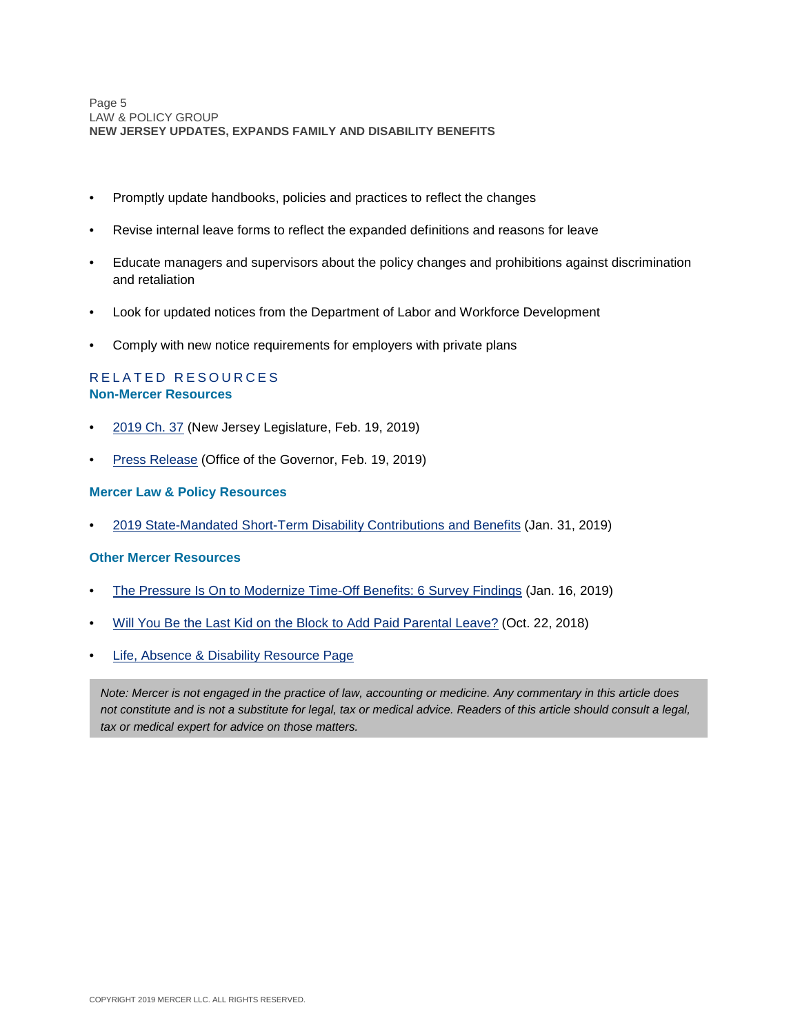- Promptly update handbooks, policies and practices to reflect the changes
- Revise internal leave forms to reflect the expanded definitions and reasons for leave
- Educate managers and supervisors about the policy changes and prohibitions against discrimination and retaliation
- Look for updated notices from the Department of Labor and Workforce Development
- Comply with new notice requirements for employers with private plans

## RELATED RESOURCES

### Non-Mercer Resources

- 2019 Ch. 37 (New Jersey Legislature, Feb. 19, 2019)
- Press Release (Office of the Governor, Feb. 19, 2019)

### Mercer Law & Policy Resources

- 2019 State-Mandated Short-Term Disability Contributions and Benefits (Jan. 31, 2019)

### Other Mercer Resources

- The Pressure Is On to Modernize Time-Off Benefits: 6 Survey Findings (Jan. 16, 2019)
- Will You Be the Last Kid on the Block to Add Paid Parental Leave? (Oct. 22, 2018)
- Life, Absence & Disability Resource Page

*Note: Mercer is not engaged in the practice of law, accounting or medicine. Any commentary in this article does not constitute and is not a substitute for legal, tax or medical advice. Readers of this article should consult a legal, tax or medical expert for advice on those matters.*

COPYRIGHT 2019 MERCER LLC. ALL RIGHTS RESERVED.